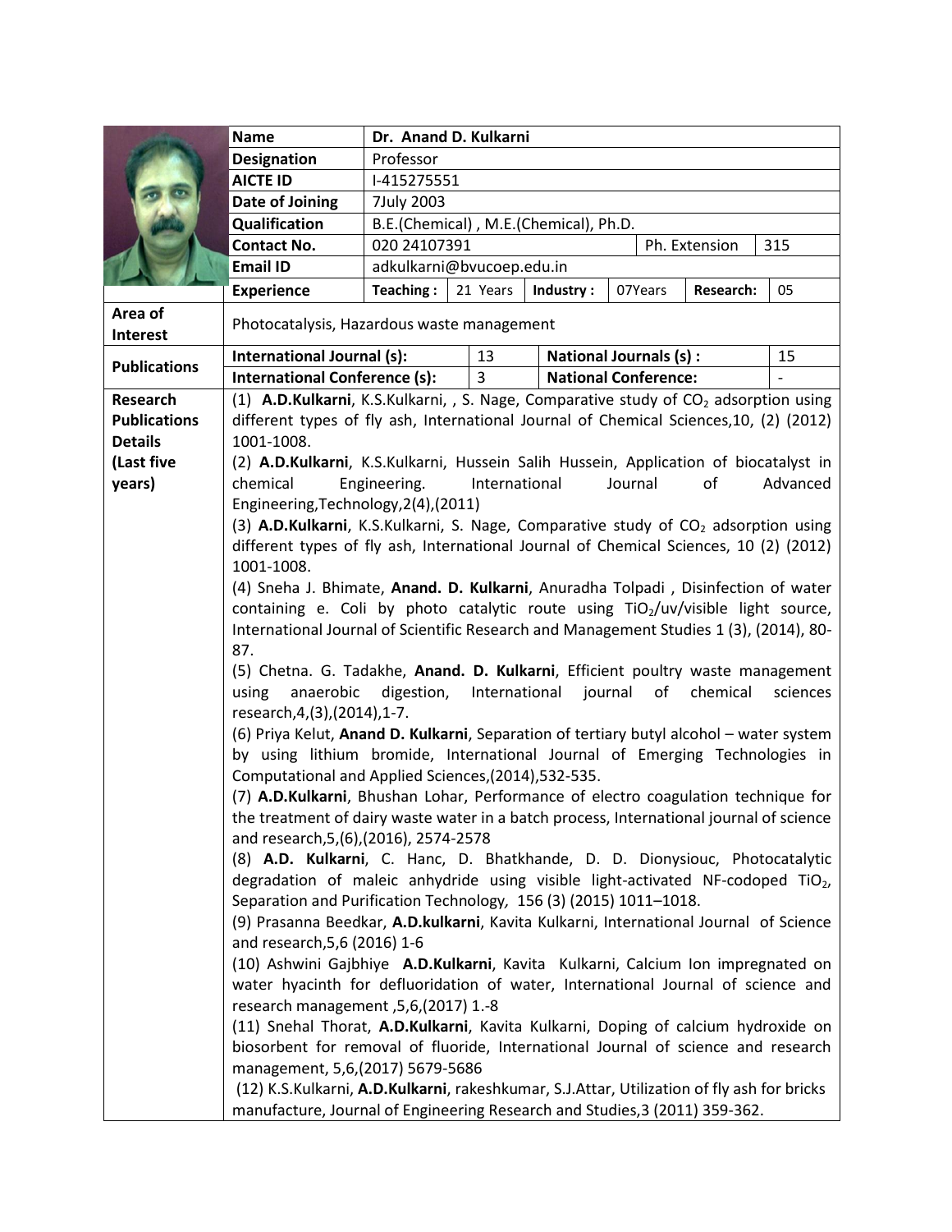| | | | | | | | |
|---|---|---|---|---|---|---|---|
| **Name** | **Dr. Anand D. Kulkarni** | | | | | | |
| **Designation** | Professor | | | | | | |
| **AICTE ID** | I-415275551 | | | | | | |
| **Date of Joining** | 7July 2003 | | | | | | |
| **Qualification** | B.E.(Chemical) , M.E.(Chemical), Ph.D. | | | | | | |
| **Contact No.** | 020 24107391 | | | | Ph. Extension | 315 | |
| **Email ID** | adkulkarni@bvucoep.edu.in | | | | | | |
| **Experience** | **Teaching :** | 21 Years | **Industry :** | 07Years | **Research:** | 05 | |

| | | | | |
|---|---|---|---|---|
| **Area of Interest** | Photocatalysis, Hazardous waste management | | | |
| **Publications** | **International Journal (s):** | 13 | **National Journals (s) :** | 15 |
| | **International Conference (s):** | 3 | **National Conference:** | - |

**Research Publications Details (Last five years)**

(1) **A.D.Kulkarni**, K.S.Kulkarni, , S. Nage, Comparative study of $CO_2$ adsorption using different types of fly ash, International Journal of Chemical Sciences,10, (2) (2012) 1001-1008.

(2) **A.D.Kulkarni**, K.S.Kulkarni, Hussein Salih Hussein, Application of biocatalyst in chemical Engineering. International Journal of Advanced Engineering,Technology,2(4),(2011)

(3) **A.D.Kulkarni**, K.S.Kulkarni, S. Nage, Comparative study of $CO_2$ adsorption using different types of fly ash, International Journal of Chemical Sciences, 10 (2) (2012) 1001-1008.

(4) Sneha J. Bhimate, **Anand. D. Kulkarni**, Anuradha Tolpadi , Disinfection of water containing e. Coli by photo catalytic route using $TiO_2$/uv/visible light source, International Journal of Scientific Research and Management Studies 1 (3), (2014), 80-87.

(5) Chetna. G. Tadakhe, **Anand. D. Kulkarni**, Efficient poultry waste management using anaerobic digestion, International journal of chemical sciences research,4,(3),(2014),1-7.

(6) Priya Kelut, **Anand D. Kulkarni**, Separation of tertiary butyl alcohol – water system by using lithium bromide, International Journal of Emerging Technologies in Computational and Applied Sciences,(2014),532-535.

(7) **A.D.Kulkarni**, Bhushan Lohar, Performance of electro coagulation technique for the treatment of dairy waste water in a batch process, International journal of science and research,5,(6),(2016), 2574-2578

(8) **A.D. Kulkarni**, C. Hanc, D. Bhatkhande, D. D. Dionysiouc, Photocatalytic degradation of maleic anhydride using visible light-activated NF-codoped $TiO_2$, Separation and Purification Technology, 156 (3) (2015) 1011–1018.

(9) Prasanna Beedkar, **A.D.kulkarni**, Kavita Kulkarni, International Journal of Science and research,5,6 (2016) 1-6

(10) Ashwini Gajbhiye **A.D.Kulkarni**, Kavita Kulkarni, Calcium Ion impregnated on water hyacinth for defluoridation of water, International Journal of science and research management ,5,6,(2017) 1.-8

(11) Snehal Thorat, **A.D.Kulkarni**, Kavita Kulkarni, Doping of calcium hydroxide on biosorbent for removal of fluoride, International Journal of science and research management, 5,6,(2017) 5679-5686

(12) K.S.Kulkarni, **A.D.Kulkarni**, rakeshkumar, S.J.Attar, Utilization of fly ash for bricks manufacture, Journal of Engineering Research and Studies,3 (2011) 359-362.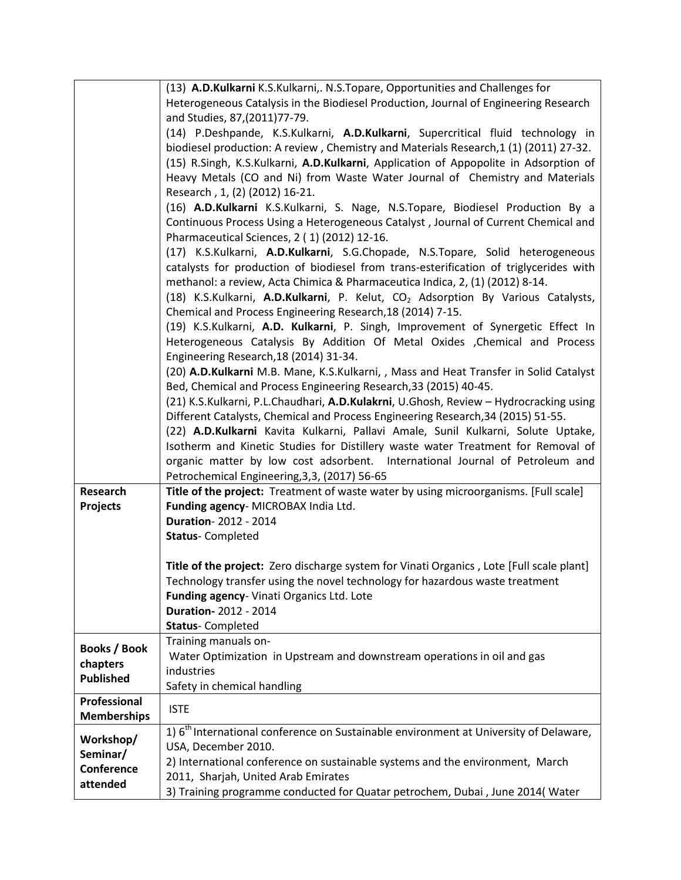| | |
|---|---|
| | (13) **A.D.Kulkarni** K.S.Kulkarni,. N.S.Topare, Opportunities and Challenges for Heterogeneous Catalysis in the Biodiesel Production, Journal of Engineering Research and Studies, 87,(2011)77-79.<br>(14) P.Deshpande, K.S.Kulkarni, **A.D.Kulkarni**, Supercritical fluid technology in biodiesel production: A review , Chemistry and Materials Research,1 (1) (2011) 27-32.<br>(15) R.Singh, K.S.Kulkarni, **A.D.Kulkarni**, Application of Appopolite in Adsorption of Heavy Metals (CO and Ni) from Waste Water Journal of Chemistry and Materials Research , 1, (2) (2012) 16-21.<br>(16) **A.D.Kulkarni** K.S.Kulkarni, S. Nage, N.S.Topare, Biodiesel Production By a Continuous Process Using a Heterogeneous Catalyst , Journal of Current Chemical and Pharmaceutical Sciences, 2 ( 1) (2012) 12-16.<br>(17) K.S.Kulkarni, **A.D.Kulkarni**, S.G.Chopade, N.S.Topare, Solid heterogeneous catalysts for production of biodiesel from trans-esterification of triglycerides with methanol: a review, Acta Chimica & Pharmaceutica Indica, 2, (1) (2012) 8-14.<br>(18) K.S.Kulkarni, **A.D.Kulkarni**, P. Kelut, $CO_2$ Adsorption By Various Catalysts, Chemical and Process Engineering Research,18 (2014) 7-15.<br>(19) K.S.Kulkarni, **A.D. Kulkarni**, P. Singh, Improvement of Synergetic Effect In Heterogeneous Catalysis By Addition Of Metal Oxides ,Chemical and Process Engineering Research,18 (2014) 31-34.<br>(20) **A.D.Kulkarni** M.B. Mane, K.S.Kulkarni, , Mass and Heat Transfer in Solid Catalyst Bed, Chemical and Process Engineering Research,33 (2015) 40-45.<br>(21) K.S.Kulkarni, P.L.Chaudhari, **A.D.Kulakrni**, U.Ghosh, Review – Hydrocracking using Different Catalysts, Chemical and Process Engineering Research,34 (2015) 51-55.<br>(22) **A.D.Kulkarni** Kavita Kulkarni, Pallavi Amale, Sunil Kulkarni, Solute Uptake, Isotherm and Kinetic Studies for Distillery waste water Treatment for Removal of organic matter by low cost adsorbent. International Journal of Petroleum and Petrochemical Engineering,3,3, (2017) 56-65 |
| **Research Projects** | **Title of the project:** Treatment of waste water by using microorganisms. [Full scale]<br>**Funding agency**- MICROBAX India Ltd.<br>**Duration**- 2012 - 2014<br>**Status**- Completed<br><br>**Title of the project:** Zero discharge system for Vinati Organics , Lote [Full scale plant]<br>Technology transfer using the novel technology for hazardous waste treatment<br>**Funding agency**- Vinati Organics Ltd. Lote<br>**Duration-** 2012 - 2014<br>**Status**- Completed |
| **Books / Book chapters Published** | Training manuals on-<br>Water Optimization in Upstream and downstream operations in oil and gas industries<br>Safety in chemical handling |
| **Professional Memberships** | ISTE |
| **Workshop/ Seminar/ Conference attended** | 1) 6th International conference on Sustainable environment at University of Delaware, USA, December 2010.<br>2) International conference on sustainable systems and the environment, March 2011, Sharjah, United Arab Emirates<br>3) Training programme conducted for Quatar petrochem, Dubai , June 2014( Water |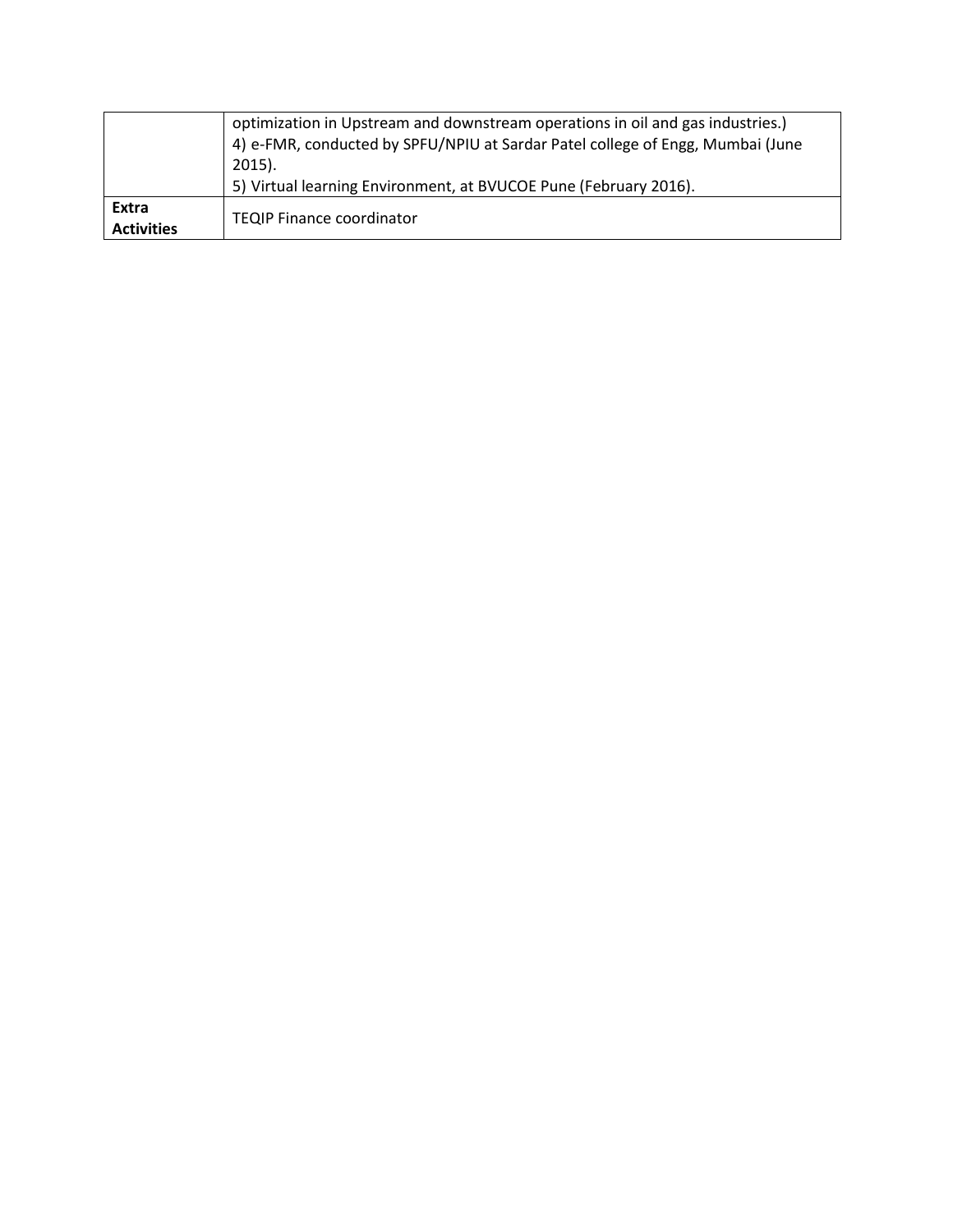| | |
|---|---|
| | optimization in Upstream and downstream operations in oil and gas industries.)<br>4) e-FMR, conducted by SPFU/NPIU at Sardar Patel college of Engg, Mumbai (June 2015).<br>5) Virtual learning Environment, at BVUCOE Pune (February 2016). |
| **Extra Activities** | TEQIP Finance coordinator |